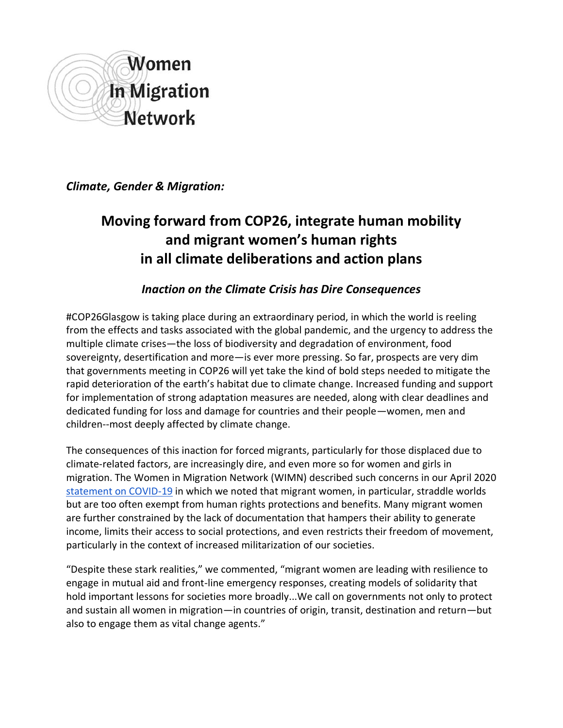Women In Migration Network

*Climate, Gender & Migration:*

# Moving forward from COP26, integrate human mobility and migrant women's human rights in all climate deliberations and action plans

## *Inaction on the Climate Crisis has Dire Consequences*

#COP26Glasgow is taking place during an extraordinary period, in which the world is reeling from the effects and tasks associated with the global pandemic, and the urgency to address the multiple climate crises—the loss of biodiversity and degradation of environment, food sovereignty, desertification and more—is ever more pressing. So far, prospects are very dim that governments meeting in COP26 will yet take the kind of bold steps needed to mitigate the rapid deterioration of the earth's habitat due to climate change. Increased funding and support for implementation of strong adaptation measures are needed, along with clear deadlines and dedicated funding for loss and damage for countries and their people—women, men and children--most deeply affected by climate change.

The consequences of this inaction for forced migrants, particularly for those displaced due to climate-related factors, are increasingly dire, and even more so for women and girls in migration. The Women in Migration Network (WIMN) described such concerns in our April 2020 statement on COVID-19 in which we noted that migrant women, in particular, straddle worlds but are too often exempt from human rights protections and benefits. Many migrant women are further constrained by the lack of documentation that hampers their ability to generate income, limits their access to social protections, and even restricts their freedom of movement, particularly in the context of increased militarization of our societies.

"Despite these stark realities," we commented, "migrant women are leading with resilience to engage in mutual aid and front-line emergency responses, creating models of solidarity that hold important lessons for societies more broadly...We call on governments not only to protect and sustain all women in migration—in countries of origin, transit, destination and return—but also to engage them as vital change agents."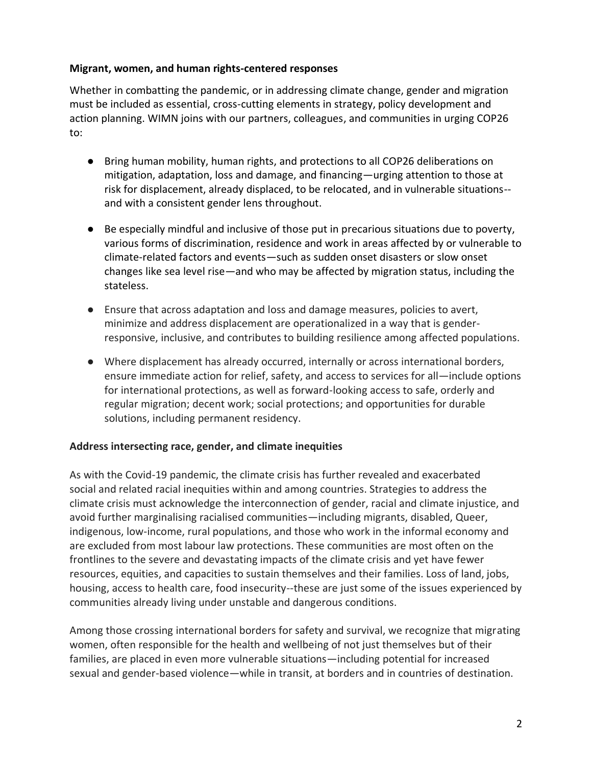**Migrant, women, and human rights-centered responses**

Whether in combatting the pandemic, or in addressing climate change, gender and migration must be included as essential, cross-cutting elements in strategy, policy development and action planning. WIMN joins with our partners, colleagues, and communities in urging COP26 to:

- Bring human mobility, human rights, and protections to all COP26 deliberations on mitigation, adaptation, loss and damage, and financing—urging attention to those at risk for displacement, already displaced, to be relocated, and in vulnerable situations--and with a consistent gender lens throughout.

- Be especially mindful and inclusive of those put in precarious situations due to poverty, various forms of discrimination, residence and work in areas affected by or vulnerable to climate-related factors and events—such as sudden onset disasters or slow onset changes like sea level rise—and who may be affected by migration status, including the stateless.

- Ensure that across adaptation and loss and damage measures, policies to avert, minimize and address displacement are operationalized in a way that is gender-responsive, inclusive, and contributes to building resilience among affected populations.

- Where displacement has already occurred, internally or across international borders, ensure immediate action for relief, safety, and access to services for all—include options for international protections, as well as forward-looking access to safe, orderly and regular migration; decent work; social protections; and opportunities for durable solutions, including permanent residency.

**Address intersecting race, gender, and climate inequities**

As with the Covid-19 pandemic, the climate crisis has further revealed and exacerbated social and related racial inequities within and among countries. Strategies to address the climate crisis must acknowledge the interconnection of gender, racial and climate injustice, and avoid further marginalising racialised communities—including migrants, disabled, Queer, indigenous, low-income, rural populations, and those who work in the informal economy and are excluded from most labour law protections. These communities are most often on the frontlines to the severe and devastating impacts of the climate crisis and yet have fewer resources, equities, and capacities to sustain themselves and their families. Loss of land, jobs, housing, access to health care, food insecurity--these are just some of the issues experienced by communities already living under unstable and dangerous conditions.

Among those crossing international borders for safety and survival, we recognize that migrating women, often responsible for the health and wellbeing of not just themselves but of their families, are placed in even more vulnerable situations—including potential for increased sexual and gender-based violence—while in transit, at borders and in countries of destination.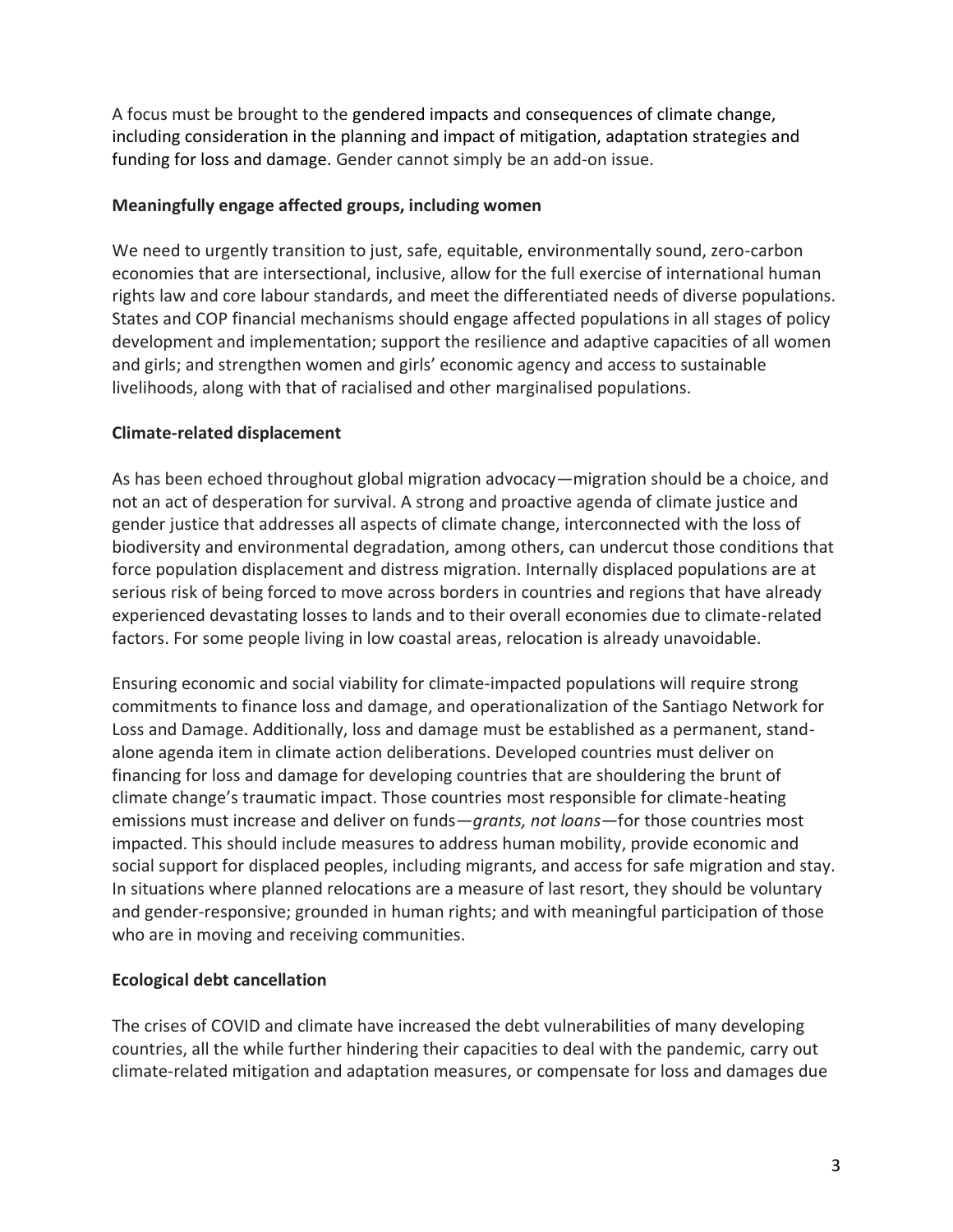A focus must be brought to the gendered impacts and consequences of climate change, including consideration in the planning and impact of mitigation, adaptation strategies and funding for loss and damage. Gender cannot simply be an add-on issue.

**Meaningfully engage affected groups, including women**

We need to urgently transition to just, safe, equitable, environmentally sound, zero-carbon economies that are intersectional, inclusive, allow for the full exercise of international human rights law and core labour standards, and meet the differentiated needs of diverse populations. States and COP financial mechanisms should engage affected populations in all stages of policy development and implementation; support the resilience and adaptive capacities of all women and girls; and strengthen women and girls' economic agency and access to sustainable livelihoods, along with that of racialised and other marginalised populations.

**Climate-related displacement**

As has been echoed throughout global migration advocacy—migration should be a choice, and not an act of desperation for survival. A strong and proactive agenda of climate justice and gender justice that addresses all aspects of climate change, interconnected with the loss of biodiversity and environmental degradation, among others, can undercut those conditions that force population displacement and distress migration. Internally displaced populations are at serious risk of being forced to move across borders in countries and regions that have already experienced devastating losses to lands and to their overall economies due to climate-related factors. For some people living in low coastal areas, relocation is already unavoidable.

Ensuring economic and social viability for climate-impacted populations will require strong commitments to finance loss and damage, and operationalization of the Santiago Network for Loss and Damage. Additionally, loss and damage must be established as a permanent, stand-alone agenda item in climate action deliberations. Developed countries must deliver on financing for loss and damage for developing countries that are shouldering the brunt of climate change's traumatic impact. Those countries most responsible for climate-heating emissions must increase and deliver on funds—*grants, not loans*—for those countries most impacted. This should include measures to address human mobility, provide economic and social support for displaced peoples, including migrants, and access for safe migration and stay. In situations where planned relocations are a measure of last resort, they should be voluntary and gender-responsive; grounded in human rights; and with meaningful participation of those who are in moving and receiving communities.

**Ecological debt cancellation**

The crises of COVID and climate have increased the debt vulnerabilities of many developing countries, all the while further hindering their capacities to deal with the pandemic, carry out climate-related mitigation and adaptation measures, or compensate for loss and damages due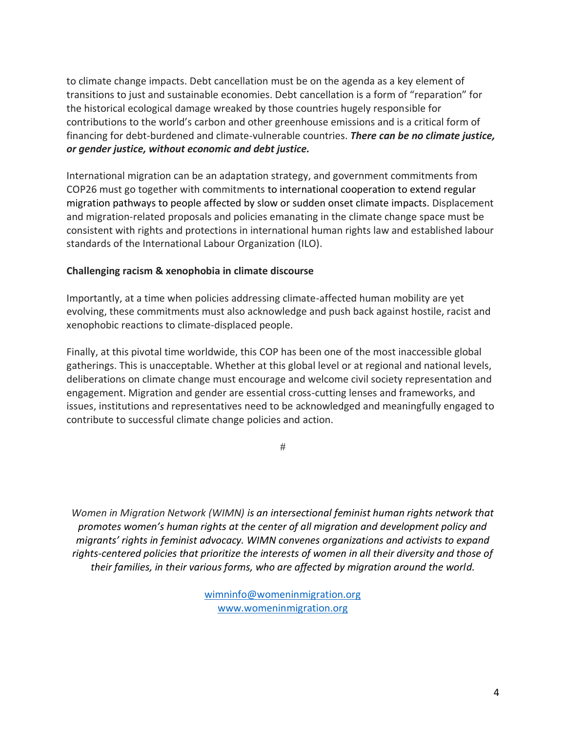to climate change impacts. Debt cancellation must be on the agenda as a key element of transitions to just and sustainable economies. Debt cancellation is a form of "reparation" for the historical ecological damage wreaked by those countries hugely responsible for contributions to the world's carbon and other greenhouse emissions and is a critical form of financing for debt-burdened and climate-vulnerable countries. ***There can be no climate justice, or gender justice, without economic and debt justice.***

International migration can be an adaptation strategy, and government commitments from COP26 must go together with commitments to international cooperation to extend regular migration pathways to people affected by slow or sudden onset climate impacts. Displacement and migration-related proposals and policies emanating in the climate change space must be consistent with rights and protections in international human rights law and established labour standards of the International Labour Organization (ILO).

**Challenging racism & xenophobia in climate discourse**

Importantly, at a time when policies addressing climate-affected human mobility are yet evolving, these commitments must also acknowledge and push back against hostile, racist and xenophobic reactions to climate-displaced people.

Finally, at this pivotal time worldwide, this COP has been one of the most inaccessible global gatherings. This is unacceptable. Whether at this global level or at regional and national levels, deliberations on climate change must encourage and welcome civil society representation and engagement. Migration and gender are essential cross-cutting lenses and frameworks, and issues, institutions and representatives need to be acknowledged and meaningfully engaged to contribute to successful climate change policies and action.

#

*Women in Migration Network (WIMN) is an intersectional feminist human rights network that promotes women's human rights at the center of all migration and development policy and migrants' rights in feminist advocacy. WIMN convenes organizations and activists to expand rights-centered policies that prioritize the interests of women in all their diversity and those of their families, in their various forms, who are affected by migration around the world.*

wimninfo@womeninmigration.org
www.womeninmigration.org